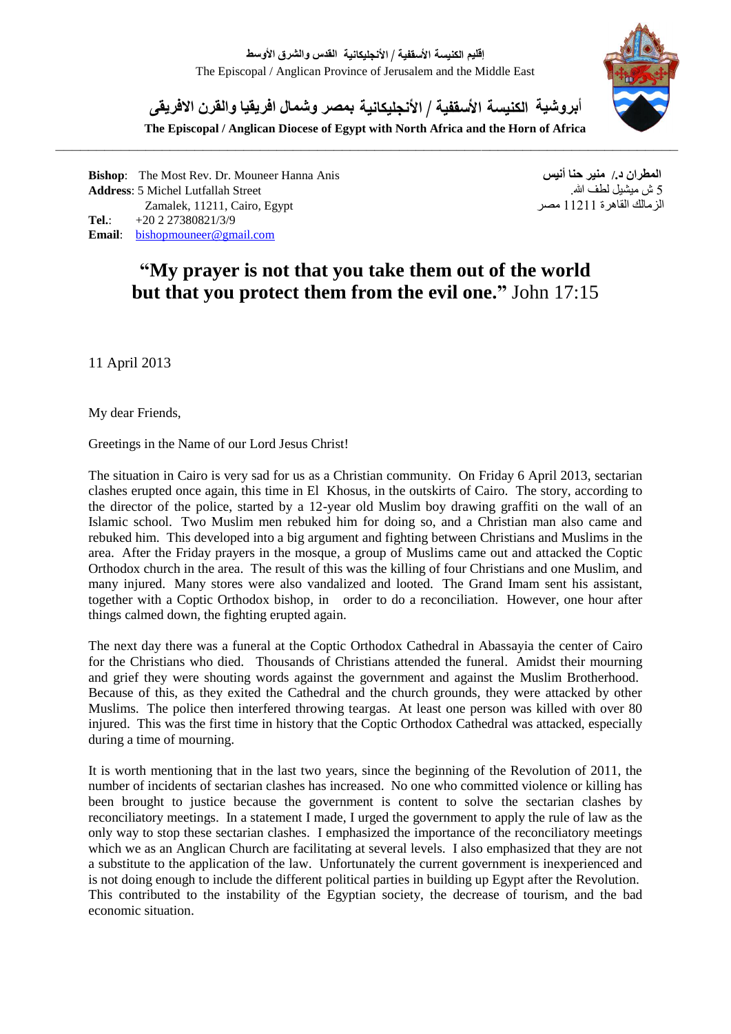إقليم الكنيسة الأسقفية / الأنجليكانية القدس والشرق الأوسط

The Episcopal / Anglican Province of Jerusalem and the Middle East

**أبروشية الكنيسة الأسقفية / الأنجليكانية بمصر وشمال افريقيا والقرن الافريقى**

**The Episcopal / Anglican Diocese of Egypt with North Africa and the Horn of Africa**

---

**Bishop**: The Most Rev. Dr. Mouneer Hanna Anis
**Address**: 5 Michel Lutfallah Street
Zamalek, 11211, Cairo, Egypt
**Tel.**: +20 2 27380821/3/9
**Email**: bishopmouneer@gmail.com

**المطران د./ منير حنا أنيس**
5 ش ميشيل لطف الله.
الزمالك القاهرة 11211 مصر

## "My prayer is not that you take them out of the world but that you protect them from the evil one." John 17:15

11 April 2013

My dear Friends,

Greetings in the Name of our Lord Jesus Christ!

The situation in Cairo is very sad for us as a Christian community. On Friday 6 April 2013, sectarian clashes erupted once again, this time in El Khosus, in the outskirts of Cairo. The story, according to the director of the police, started by a 12-year old Muslim boy drawing graffiti on the wall of an Islamic school. Two Muslim men rebuked him for doing so, and a Christian man also came and rebuked him. This developed into a big argument and fighting between Christians and Muslims in the area. After the Friday prayers in the mosque, a group of Muslims came out and attacked the Coptic Orthodox church in the area. The result of this was the killing of four Christians and one Muslim, and many injured. Many stores were also vandalized and looted. The Grand Imam sent his assistant, together with a Coptic Orthodox bishop, in order to do a reconciliation. However, one hour after things calmed down, the fighting erupted again.

The next day there was a funeral at the Coptic Orthodox Cathedral in Abassayia the center of Cairo for the Christians who died. Thousands of Christians attended the funeral. Amidst their mourning and grief they were shouting words against the government and against the Muslim Brotherhood. Because of this, as they exited the Cathedral and the church grounds, they were attacked by other Muslims. The police then interfered throwing teargas. At least one person was killed with over 80 injured. This was the first time in history that the Coptic Orthodox Cathedral was attacked, especially during a time of mourning.

It is worth mentioning that in the last two years, since the beginning of the Revolution of 2011, the number of incidents of sectarian clashes has increased. No one who committed violence or killing has been brought to justice because the government is content to solve the sectarian clashes by reconciliatory meetings. In a statement I made, I urged the government to apply the rule of law as the only way to stop these sectarian clashes. I emphasized the importance of the reconciliatory meetings which we as an Anglican Church are facilitating at several levels. I also emphasized that they are not a substitute to the application of the law. Unfortunately the current government is inexperienced and is not doing enough to include the different political parties in building up Egypt after the Revolution. This contributed to the instability of the Egyptian society, the decrease of tourism, and the bad economic situation.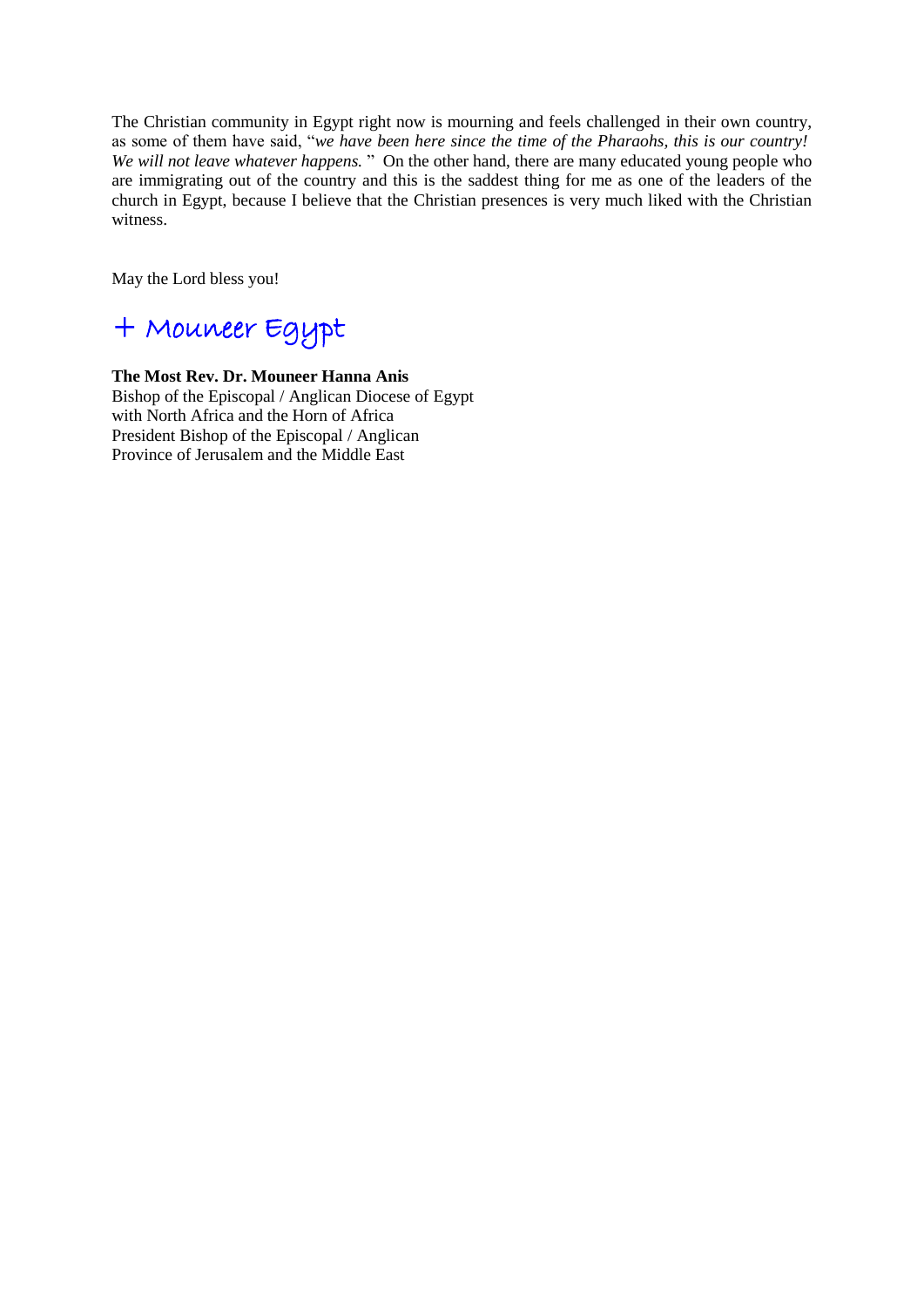The Christian community in Egypt right now is mourning and feels challenged in their own country, as some of them have said, "*we have been here since the time of the Pharaohs, this is our country! We will not leave whatever happens.* " On the other hand, there are many educated young people who are immigrating out of the country and this is the saddest thing for me as one of the leaders of the church in Egypt, because I believe that the Christian presences is very much liked with the Christian witness.

May the Lord bless you!

+ Mouneer Egypt

**The Most Rev. Dr. Mouneer Hanna Anis**
Bishop of the Episcopal / Anglican Diocese of Egypt
with North Africa and the Horn of Africa
President Bishop of the Episcopal / Anglican
Province of Jerusalem and the Middle East